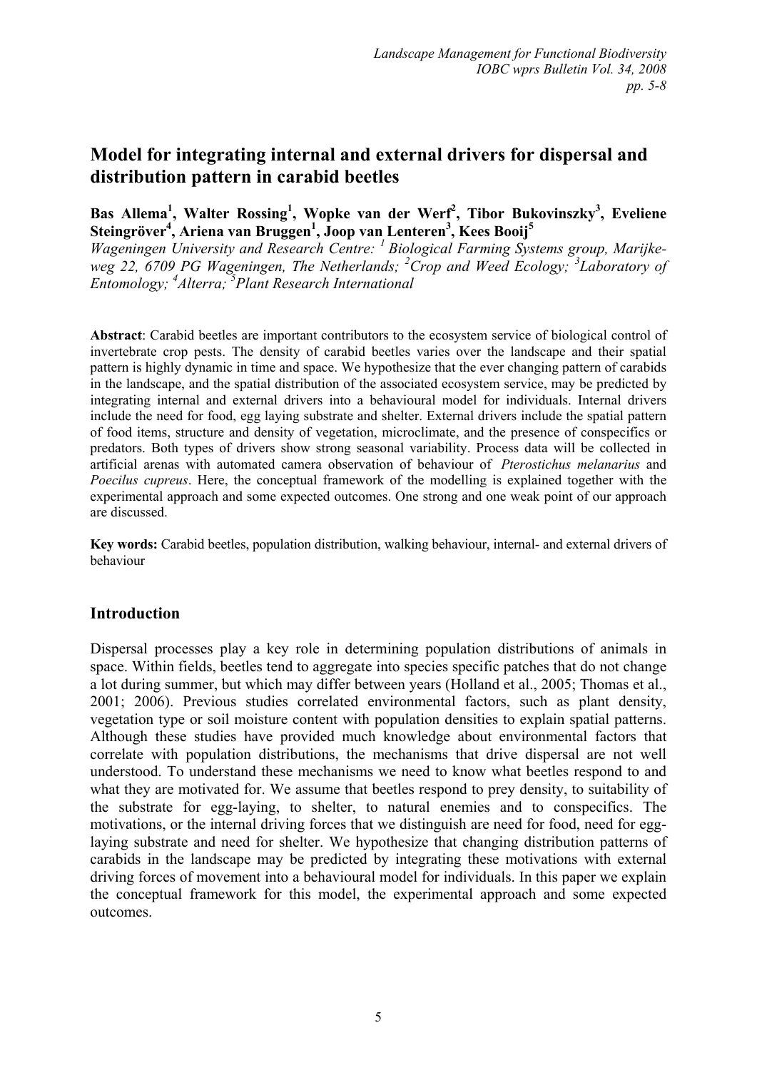# Model for integrating internal and external drivers for dispersal and distribution pattern in carabid beetles

**Bas Allema[1], Walter Rossing[1], Wopke van der Werf[2], Tibor Bukovinszky[3], Eveliene Steingröver[4], Ariena van Bruggen[1], Joop van Lenteren[3], Kees Booij[5]**

*Wageningen University and Research Centre: [1] Biological Farming Systems group, Marijkeweg 22, 6709 PG Wageningen, The Netherlands; [2]Crop and Weed Ecology; [3]Laboratory of Entomology; [4]Alterra; [5]Plant Research International*

**Abstract**: Carabid beetles are important contributors to the ecosystem service of biological control of invertebrate crop pests. The density of carabid beetles varies over the landscape and their spatial pattern is highly dynamic in time and space. We hypothesize that the ever changing pattern of carabids in the landscape, and the spatial distribution of the associated ecosystem service, may be predicted by integrating internal and external drivers into a behavioural model for individuals. Internal drivers include the need for food, egg laying substrate and shelter. External drivers include the spatial pattern of food items, structure and density of vegetation, microclimate, and the presence of conspecifics or predators. Both types of drivers show strong seasonal variability. Process data will be collected in artificial arenas with automated camera observation of behaviour of *Pterostichus melanarius* and *Poecilus cupreus*. Here, the conceptual framework of the modelling is explained together with the experimental approach and some expected outcomes. One strong and one weak point of our approach are discussed.

**Key words:** Carabid beetles, population distribution, walking behaviour, internal- and external drivers of behaviour

## Introduction

Dispersal processes play a key role in determining population distributions of animals in space. Within fields, beetles tend to aggregate into species specific patches that do not change a lot during summer, but which may differ between years (Holland et al., 2005; Thomas et al., 2001; 2006). Previous studies correlated environmental factors, such as plant density, vegetation type or soil moisture content with population densities to explain spatial patterns. Although these studies have provided much knowledge about environmental factors that correlate with population distributions, the mechanisms that drive dispersal are not well understood. To understand these mechanisms we need to know what beetles respond to and what they are motivated for. We assume that beetles respond to prey density, to suitability of the substrate for egg-laying, to shelter, to natural enemies and to conspecifics. The motivations, or the internal driving forces that we distinguish are need for food, need for egg-laying substrate and need for shelter. We hypothesize that changing distribution patterns of carabids in the landscape may be predicted by integrating these motivations with external driving forces of movement into a behavioural model for individuals. In this paper we explain the conceptual framework for this model, the experimental approach and some expected outcomes.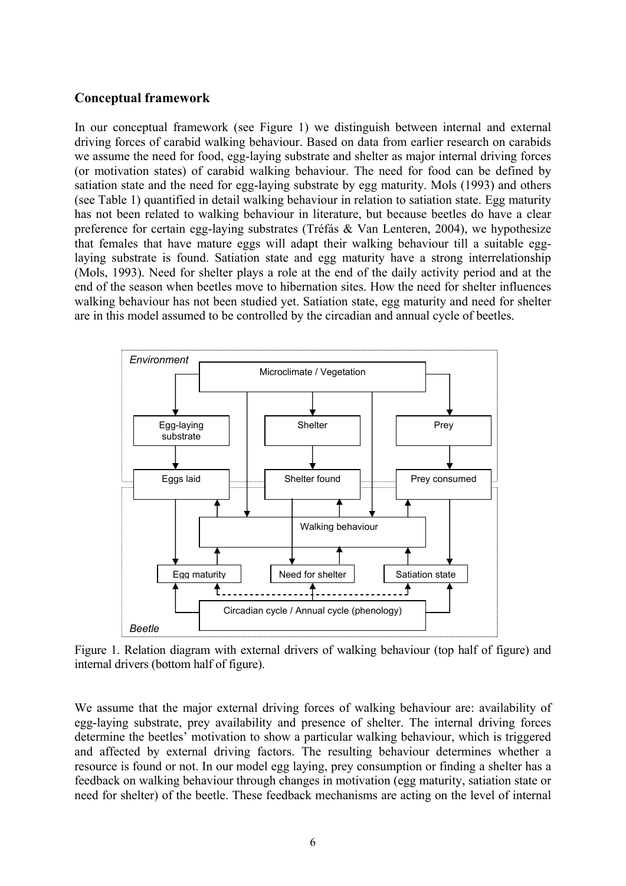## Conceptual framework

In our conceptual framework (see Figure 1) we distinguish between internal and external driving forces of carabid walking behaviour. Based on data from earlier research on carabids we assume the need for food, egg-laying substrate and shelter as major internal driving forces (or motivation states) of carabid walking behaviour. The need for food can be defined by satiation state and the need for egg-laying substrate by egg maturity. Mols (1993) and others (see Table 1) quantified in detail walking behaviour in relation to satiation state. Egg maturity has not been related to walking behaviour in literature, but because beetles do have a clear preference for certain egg-laying substrates (Tréfás & Van Lenteren, 2004), we hypothesize that females that have mature eggs will adapt their walking behaviour till a suitable egg-laying substrate is found. Satiation state and egg maturity have a strong interrelationship (Mols, 1993). Need for shelter plays a role at the end of the daily activity period and at the end of the season when beetles move to hibernation sites. How the need for shelter influences walking behaviour has not been studied yet. Satiation state, egg maturity and need for shelter are in this model assumed to be controlled by the circadian and annual cycle of beetles.

Figure 1. Relation diagram with external drivers of walking behaviour (top half of figure) and internal drivers (bottom half of figure).

We assume that the major external driving forces of walking behaviour are: availability of egg-laying substrate, prey availability and presence of shelter. The internal driving forces determine the beetles' motivation to show a particular walking behaviour, which is triggered and affected by external driving factors. The resulting behaviour determines whether a resource is found or not. In our model egg laying, prey consumption or finding a shelter has a feedback on walking behaviour through changes in motivation (egg maturity, satiation state or need for shelter) of the beetle. These feedback mechanisms are acting on the level of internal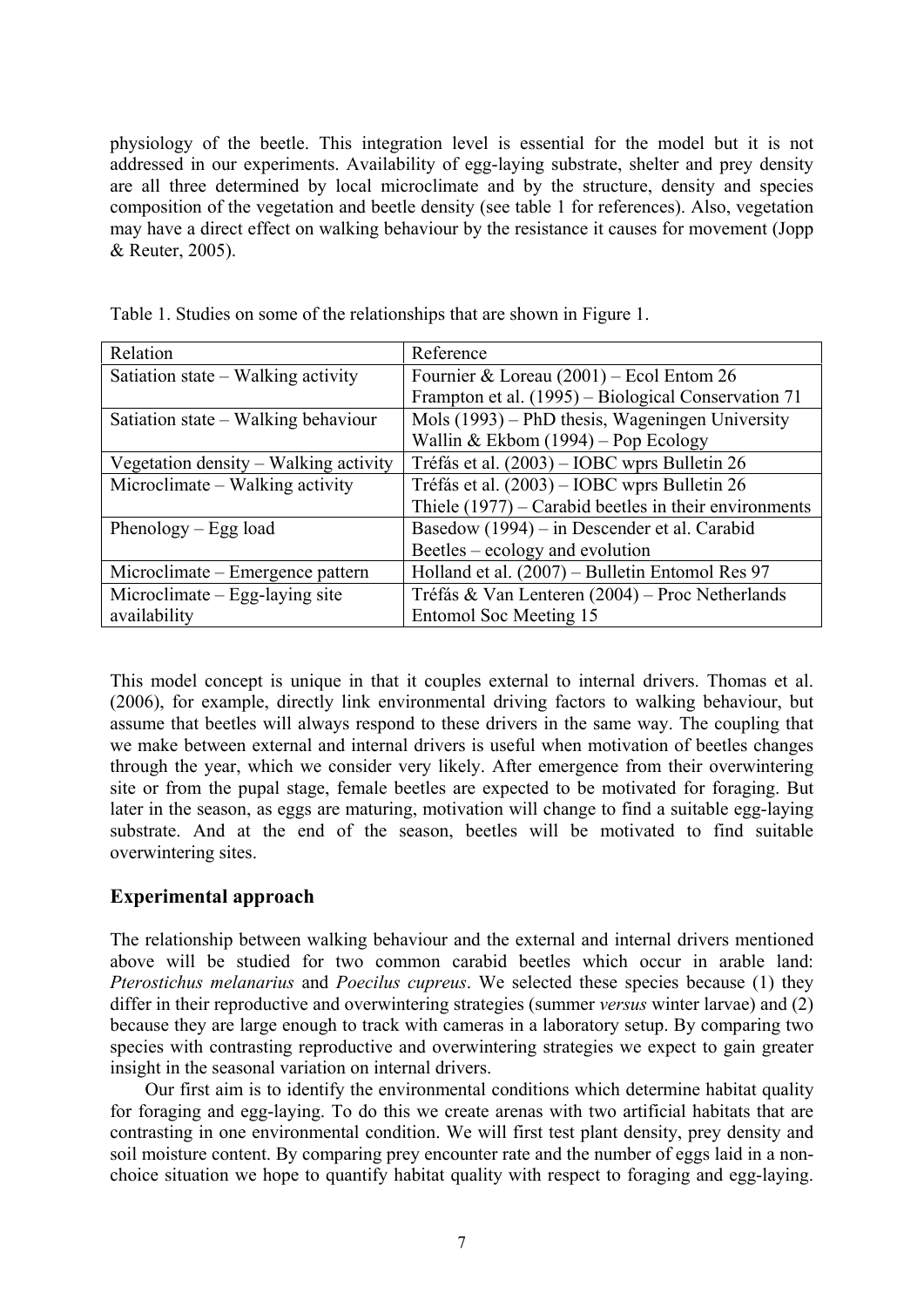physiology of the beetle. This integration level is essential for the model but it is not addressed in our experiments. Availability of egg-laying substrate, shelter and prey density are all three determined by local microclimate and by the structure, density and species composition of the vegetation and beetle density (see table 1 for references). Also, vegetation may have a direct effect on walking behaviour by the resistance it causes for movement (Jopp & Reuter, 2005).

Table 1. Studies on some of the relationships that are shown in Figure 1.

| Relation | Reference |
|---|---|
| Satiation state – Walking activity | Fournier & Loreau (2001) – Ecol Entom 26<br>Frampton et al. (1995) – Biological Conservation 71 |
| Satiation state – Walking behaviour | Mols (1993) – PhD thesis, Wageningen University<br>Wallin & Ekbom (1994) – Pop Ecology |
| Vegetation density – Walking activity | Tréfás et al. (2003) – IOBC wprs Bulletin 26 |
| Microclimate – Walking activity | Tréfás et al. (2003) – IOBC wprs Bulletin 26<br>Thiele (1977) – Carabid beetles in their environments |
| Phenology – Egg load | Basedow (1994) – in Descender et al. Carabid Beetles – ecology and evolution |
| Microclimate – Emergence pattern | Holland et al. (2007) – Bulletin Entomol Res 97 |
| Microclimate – Egg-laying site availability | Tréfás & Van Lenteren (2004) – Proc Netherlands Entomol Soc Meeting 15 |

This model concept is unique in that it couples external to internal drivers. Thomas et al. (2006), for example, directly link environmental driving factors to walking behaviour, but assume that beetles will always respond to these drivers in the same way. The coupling that we make between external and internal drivers is useful when motivation of beetles changes through the year, which we consider very likely. After emergence from their overwintering site or from the pupal stage, female beetles are expected to be motivated for foraging. But later in the season, as eggs are maturing, motivation will change to find a suitable egg-laying substrate. And at the end of the season, beetles will be motivated to find suitable overwintering sites.

## Experimental approach

The relationship between walking behaviour and the external and internal drivers mentioned above will be studied for two common carabid beetles which occur in arable land: *Pterostichus melanarius* and *Poecilus cupreus*. We selected these species because (1) they differ in their reproductive and overwintering strategies (summer *versus* winter larvae) and (2) because they are large enough to track with cameras in a laboratory setup. By comparing two species with contrasting reproductive and overwintering strategies we expect to gain greater insight in the seasonal variation on internal drivers.

Our first aim is to identify the environmental conditions which determine habitat quality for foraging and egg-laying. To do this we create arenas with two artificial habitats that are contrasting in one environmental condition. We will first test plant density, prey density and soil moisture content. By comparing prey encounter rate and the number of eggs laid in a non-choice situation we hope to quantify habitat quality with respect to foraging and egg-laying.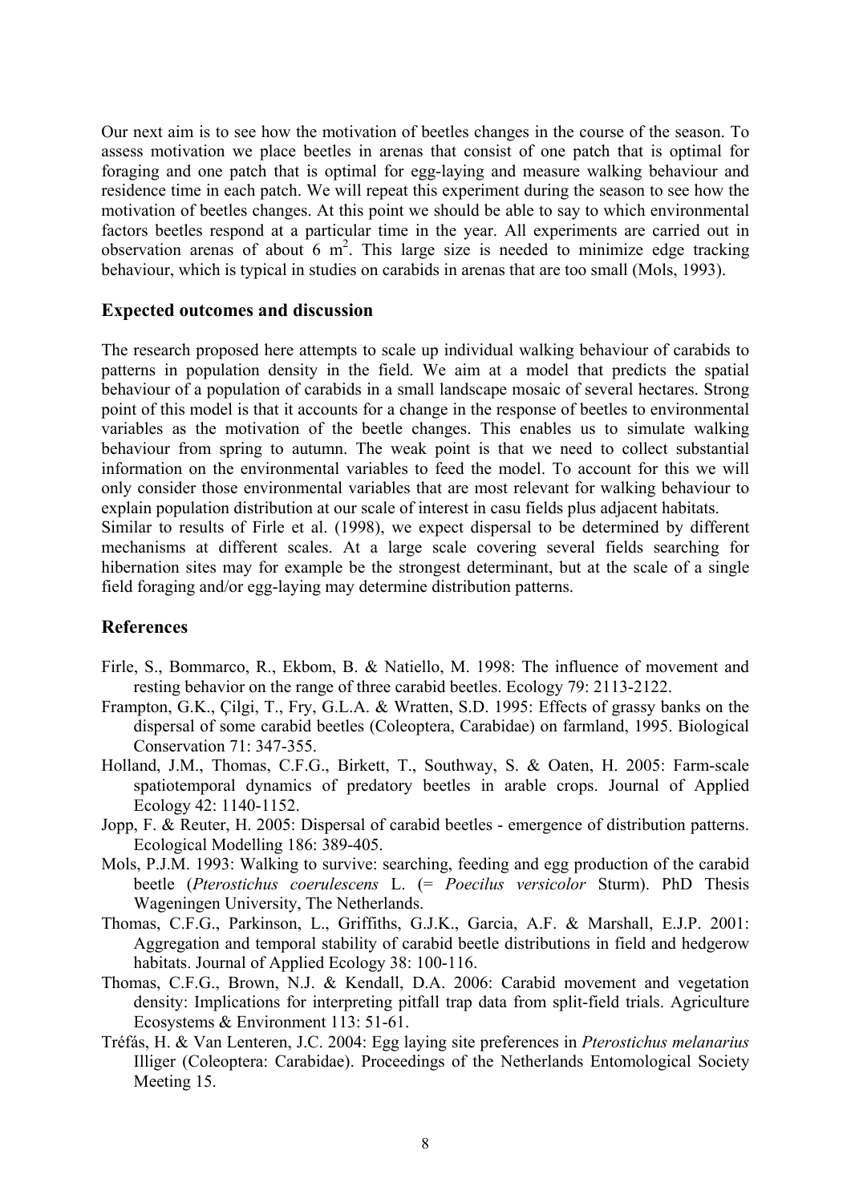Our next aim is to see how the motivation of beetles changes in the course of the season. To assess motivation we place beetles in arenas that consist of one patch that is optimal for foraging and one patch that is optimal for egg-laying and measure walking behaviour and residence time in each patch. We will repeat this experiment during the season to see how the motivation of beetles changes. At this point we should be able to say to which environmental factors beetles respond at a particular time in the year. All experiments are carried out in observation arenas of about 6 $m^2$. This large size is needed to minimize edge tracking behaviour, which is typical in studies on carabids in arenas that are too small (Mols, 1993).

## Expected outcomes and discussion

The research proposed here attempts to scale up individual walking behaviour of carabids to patterns in population density in the field. We aim at a model that predicts the spatial behaviour of a population of carabids in a small landscape mosaic of several hectares. Strong point of this model is that it accounts for a change in the response of beetles to environmental variables as the motivation of the beetle changes. This enables us to simulate walking behaviour from spring to autumn. The weak point is that we need to collect substantial information on the environmental variables to feed the model. To account for this we will only consider those environmental variables that are most relevant for walking behaviour to explain population distribution at our scale of interest in casu fields plus adjacent habitats.
Similar to results of Firle et al. (1998), we expect dispersal to be determined by different mechanisms at different scales. At a large scale covering several fields searching for hibernation sites may for example be the strongest determinant, but at the scale of a single field foraging and/or egg-laying may determine distribution patterns.

## References

- Firle, S., Bommarco, R., Ekbom, B. & Natiello, M. 1998: The influence of movement and resting behavior on the range of three carabid beetles. Ecology 79: 2113-2122.
- Frampton, G.K., Çilgi, T., Fry, G.L.A. & Wratten, S.D. 1995: Effects of grassy banks on the dispersal of some carabid beetles (Coleoptera, Carabidae) on farmland, 1995. Biological Conservation 71: 347-355.
- Holland, J.M., Thomas, C.F.G., Birkett, T., Southway, S. & Oaten, H. 2005: Farm-scale spatiotemporal dynamics of predatory beetles in arable crops. Journal of Applied Ecology 42: 1140-1152.
- Jopp, F. & Reuter, H. 2005: Dispersal of carabid beetles - emergence of distribution patterns. Ecological Modelling 186: 389-405.
- Mols, P.J.M. 1993: Walking to survive: searching, feeding and egg production of the carabid beetle (*Pterostichus coerulescens* L. (= *Poecilus versicolor* Sturm). PhD Thesis Wageningen University, The Netherlands.
- Thomas, C.F.G., Parkinson, L., Griffiths, G.J.K., Garcia, A.F. & Marshall, E.J.P. 2001: Aggregation and temporal stability of carabid beetle distributions in field and hedgerow habitats. Journal of Applied Ecology 38: 100-116.
- Thomas, C.F.G., Brown, N.J. & Kendall, D.A. 2006: Carabid movement and vegetation density: Implications for interpreting pitfall trap data from split-field trials. Agriculture Ecosystems & Environment 113: 51-61.
- Tréfás, H. & Van Lenteren, J.C. 2004: Egg laying site preferences in *Pterostichus melanarius* Illiger (Coleoptera: Carabidae). Proceedings of the Netherlands Entomological Society Meeting 15.